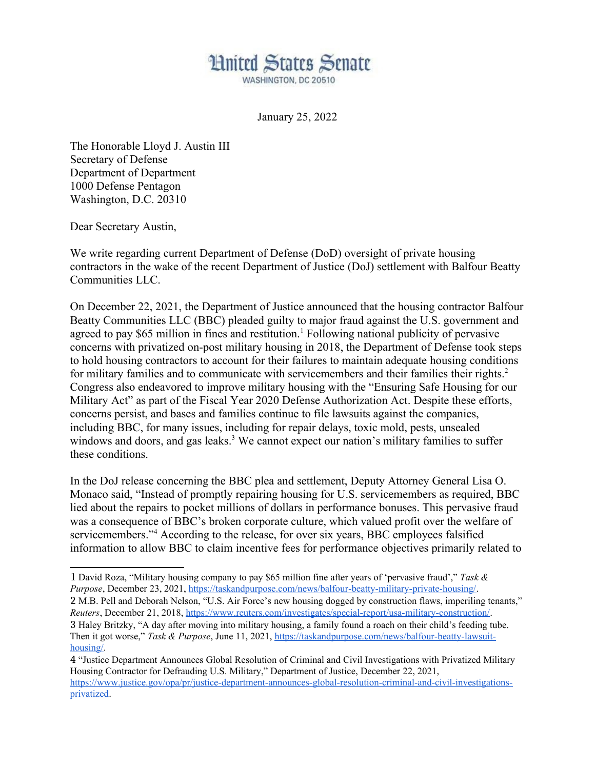# United States Senate

WASHINGTON, DC 20510

January 25, 2022

The Honorable Lloyd J. Austin III
Secretary of Defense
Department of Department
1000 Defense Pentagon
Washington, D.C. 20310

Dear Secretary Austin,

We write regarding current Department of Defense (DoD) oversight of private housing contractors in the wake of the recent Department of Justice (DoJ) settlement with Balfour Beatty Communities LLC.

On December 22, 2021, the Department of Justice announced that the housing contractor Balfour Beatty Communities LLC (BBC) pleaded guilty to major fraud against the U.S. government and agreed to pay $65 million in fines and restitution.[1] Following national publicity of pervasive concerns with privatized on-post military housing in 2018, the Department of Defense took steps to hold housing contractors to account for their failures to maintain adequate housing conditions for military families and to communicate with servicemembers and their families their rights.[2] Congress also endeavored to improve military housing with the "Ensuring Safe Housing for our Military Act" as part of the Fiscal Year 2020 Defense Authorization Act. Despite these efforts, concerns persist, and bases and families continue to file lawsuits against the companies, including BBC, for many issues, including for repair delays, toxic mold, pests, unsealed windows and doors, and gas leaks.[3] We cannot expect our nation's military families to suffer these conditions.

In the DoJ release concerning the BBC plea and settlement, Deputy Attorney General Lisa O. Monaco said, "Instead of promptly repairing housing for U.S. servicemembers as required, BBC lied about the repairs to pocket millions of dollars in performance bonuses. This pervasive fraud was a consequence of BBC's broken corporate culture, which valued profit over the welfare of servicemembers."[4] According to the release, for over six years, BBC employees falsified information to allow BBC to claim incentive fees for performance objectives primarily related to

---

1 David Roza, "Military housing company to pay $65 million fine after years of 'pervasive fraud'," *Task & Purpose*, December 23, 2021, https://taskandpurpose.com/news/balfour-beatty-military-private-housing/.

2 M.B. Pell and Deborah Nelson, "U.S. Air Force's new housing dogged by construction flaws, imperiling tenants," *Reuters*, December 21, 2018, https://www.reuters.com/investigates/special-report/usa-military-construction/.

3 Haley Britzky, "A day after moving into military housing, a family found a roach on their child's feeding tube. Then it got worse," *Task & Purpose*, June 11, 2021, https://taskandpurpose.com/news/balfour-beatty-lawsuit-housing/.

4 "Justice Department Announces Global Resolution of Criminal and Civil Investigations with Privatized Military Housing Contractor for Defrauding U.S. Military," Department of Justice, December 22, 2021, https://www.justice.gov/opa/pr/justice-department-announces-global-resolution-criminal-and-civil-investigations-privatized.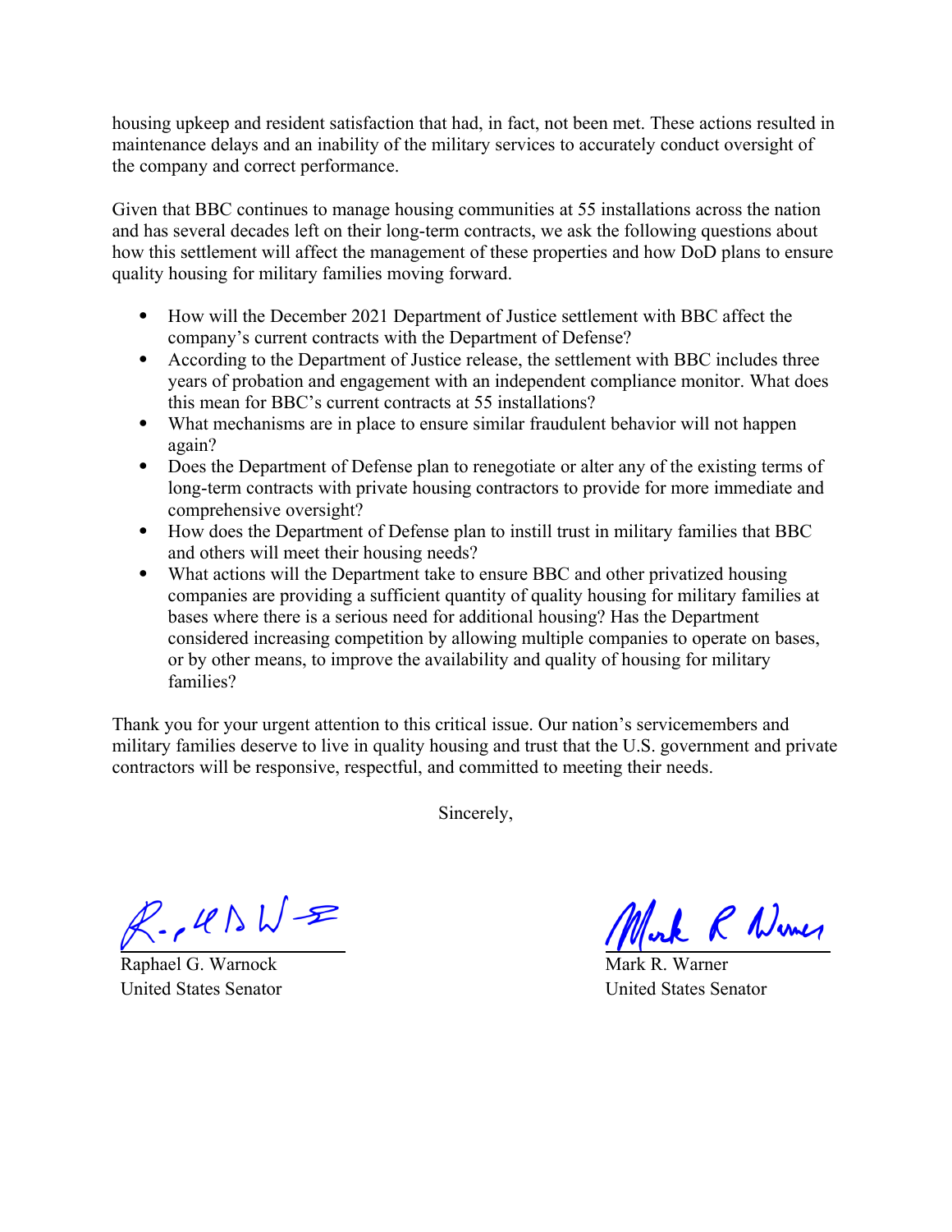housing upkeep and resident satisfaction that had, in fact, not been met. These actions resulted in maintenance delays and an inability of the military services to accurately conduct oversight of the company and correct performance.

Given that BBC continues to manage housing communities at 55 installations across the nation and has several decades left on their long-term contracts, we ask the following questions about how this settlement will affect the management of these properties and how DoD plans to ensure quality housing for military families moving forward.

- How will the December 2021 Department of Justice settlement with BBC affect the company's current contracts with the Department of Defense?
- According to the Department of Justice release, the settlement with BBC includes three years of probation and engagement with an independent compliance monitor. What does this mean for BBC's current contracts at 55 installations?
- What mechanisms are in place to ensure similar fraudulent behavior will not happen again?
- Does the Department of Defense plan to renegotiate or alter any of the existing terms of long-term contracts with private housing contractors to provide for more immediate and comprehensive oversight?
- How does the Department of Defense plan to instill trust in military families that BBC and others will meet their housing needs?
- What actions will the Department take to ensure BBC and other privatized housing companies are providing a sufficient quantity of quality housing for military families at bases where there is a serious need for additional housing? Has the Department considered increasing competition by allowing multiple companies to operate on bases, or by other means, to improve the availability and quality of housing for military families?

Thank you for your urgent attention to this critical issue. Our nation's servicemembers and military families deserve to live in quality housing and trust that the U.S. government and private contractors will be responsive, respectful, and committed to meeting their needs.

Sincerely,

Raphael G. Warnock
United States Senator

Mark R. Warner
United States Senator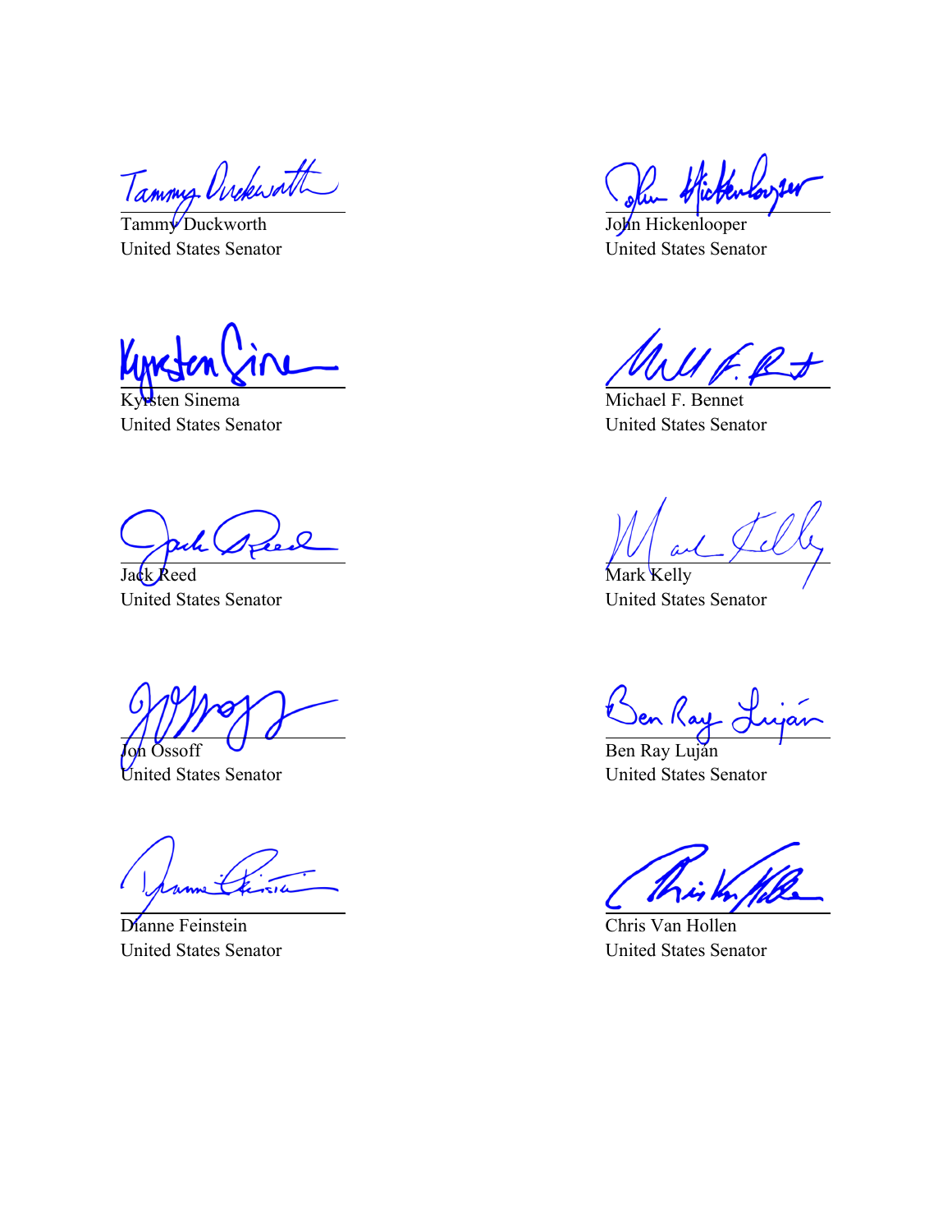Tammy Duckworth
United States Senator

John Hickenlooper
United States Senator

Kyrsten Sinema
United States Senator

Michael F. Bennet
United States Senator

Jack Reed
United States Senator

Mark Kelly
United States Senator

Jon Ossoff
United States Senator

Ben Ray Luján
United States Senator

Dianne Feinstein
United States Senator

Chris Van Hollen
United States Senator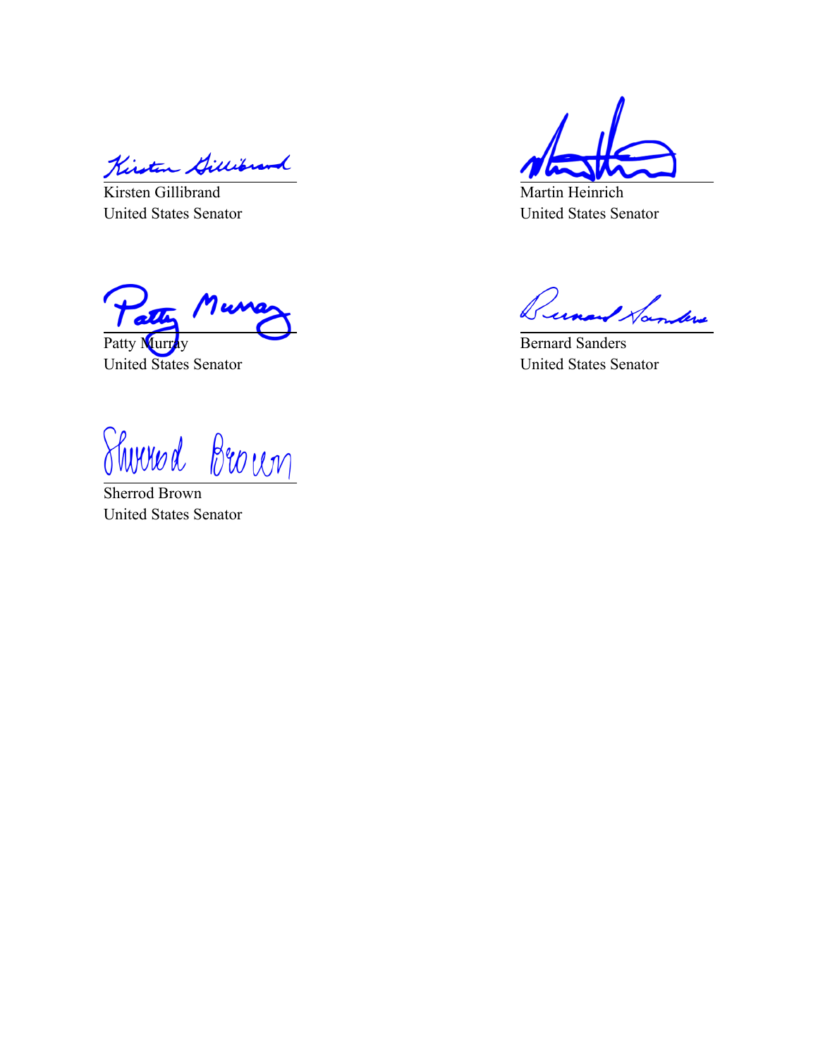Kirsten Gillibrand
United States Senator

Martin Heinrich
United States Senator

Patty Murray
United States Senator

Bernard Sanders
United States Senator

Sherrod Brown
United States Senator